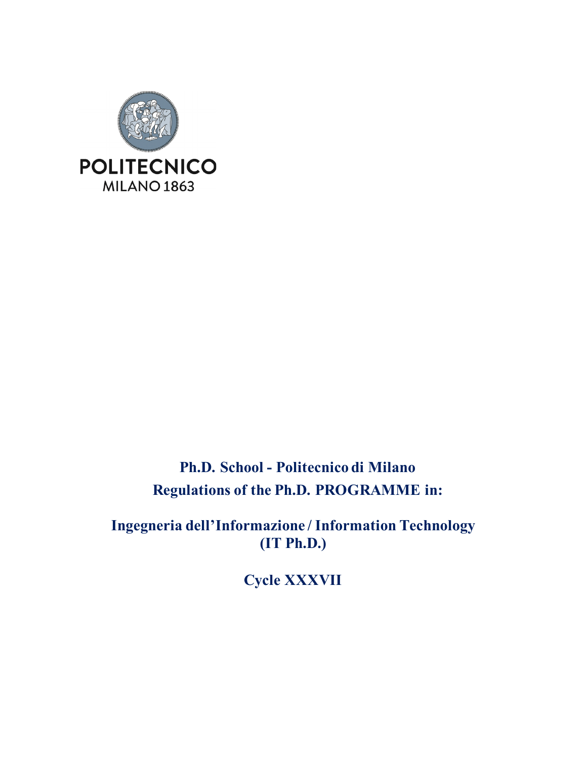POLITECNICO
MILANO 1863

**Ph.D. School - Politecnico di Milano**

**Regulations of the Ph.D. PROGRAMME in:**

# Ingegneria dell'Informazione / Information Technology (IT Ph.D.)

## Cycle XXXVII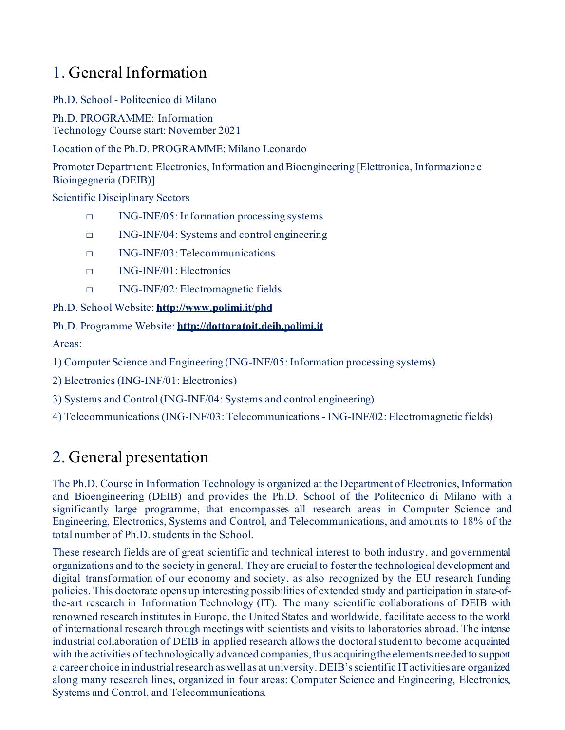# 1. General Information

Ph.D. School - Politecnico di Milano

Ph.D. PROGRAMME: Information Technology Course start: November 2021

Location of the Ph.D. PROGRAMME: Milano Leonardo

Promoter Department: Electronics, Information and Bioengineering [Elettronica, Informazione e Bioingegneria (DEIB)]

Scientific Disciplinary Sectors

- ING-INF/05: Information processing systems
- ING-INF/04: Systems and control engineering
- ING-INF/03: Telecommunications
- ING-INF/01: Electronics
- ING-INF/02: Electromagnetic fields

Ph.D. School Website: **http://www.polimi.it/phd**

Ph.D. Programme Website: **http://dottoratoit.deib.polimi.it**

Areas:

1) Computer Science and Engineering (ING-INF/05: Information processing systems)

2) Electronics (ING-INF/01: Electronics)

3) Systems and Control (ING-INF/04: Systems and control engineering)

4) Telecommunications (ING-INF/03: Telecommunications - ING-INF/02: Electromagnetic fields)

# 2. General presentation

The Ph.D. Course in Information Technology is organized at the Department of Electronics, Information and Bioengineering (DEIB) and provides the Ph.D. School of the Politecnico di Milano with a significantly large programme, that encompasses all research areas in Computer Science and Engineering, Electronics, Systems and Control, and Telecommunications, and amounts to 18% of the total number of Ph.D. students in the School.

These research fields are of great scientific and technical interest to both industry, and governmental organizations and to the society in general. They are crucial to foster the technological development and digital transformation of our economy and society, as also recognized by the EU research funding policies. This doctorate opens up interesting possibilities of extended study and participation in state-of-the-art research in Information Technology (IT). The many scientific collaborations of DEIB with renowned research institutes in Europe, the United States and worldwide, facilitate access to the world of international research through meetings with scientists and visits to laboratories abroad. The intense industrial collaboration of DEIB in applied research allows the doctoral student to become acquainted with the activities of technologically advanced companies, thus acquiring the elements needed to support a career choice in industrial research as well as at university. DEIB's scientific IT activities are organized along many research lines, organized in four areas: Computer Science and Engineering, Electronics, Systems and Control, and Telecommunications.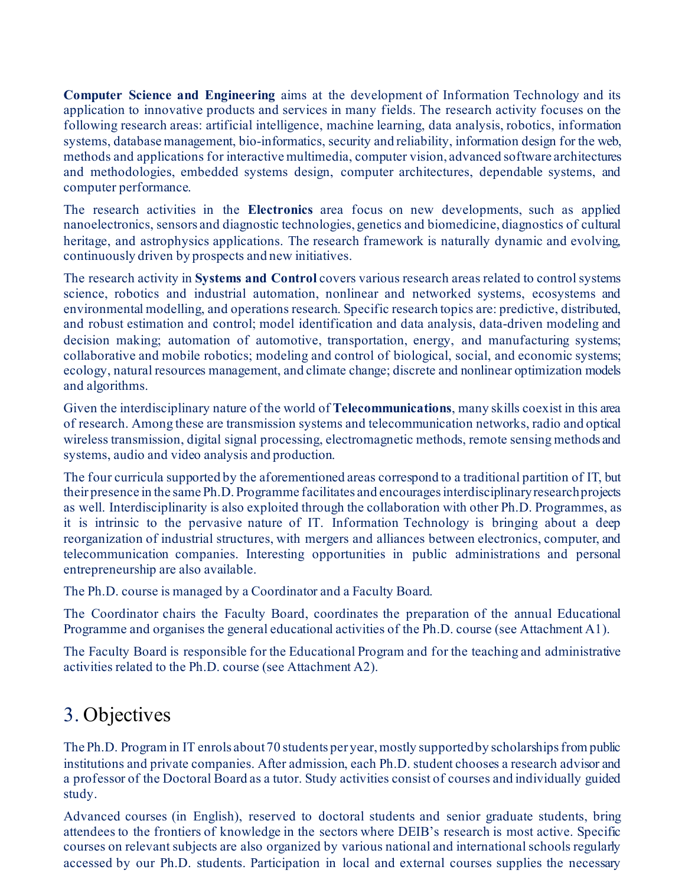**Computer Science and Engineering** aims at the development of Information Technology and its application to innovative products and services in many fields. The research activity focuses on the following research areas: artificial intelligence, machine learning, data analysis, robotics, information systems, database management, bio-informatics, security and reliability, information design for the web, methods and applications for interactive multimedia, computer vision, advanced software architectures and methodologies, embedded systems design, computer architectures, dependable systems, and computer performance.

The research activities in the **Electronics** area focus on new developments, such as applied nanoelectronics, sensors and diagnostic technologies, genetics and biomedicine, diagnostics of cultural heritage, and astrophysics applications. The research framework is naturally dynamic and evolving, continuously driven by prospects and new initiatives.

The research activity in **Systems and Control** covers various research areas related to control systems science, robotics and industrial automation, nonlinear and networked systems, ecosystems and environmental modelling, and operations research. Specific research topics are: predictive, distributed, and robust estimation and control; model identification and data analysis, data-driven modeling and decision making; automation of automotive, transportation, energy, and manufacturing systems; collaborative and mobile robotics; modeling and control of biological, social, and economic systems; ecology, natural resources management, and climate change; discrete and nonlinear optimization models and algorithms.

Given the interdisciplinary nature of the world of **Telecommunications**, many skills coexist in this area of research. Among these are transmission systems and telecommunication networks, radio and optical wireless transmission, digital signal processing, electromagnetic methods, remote sensing methods and systems, audio and video analysis and production.

The four curricula supported by the aforementioned areas correspond to a traditional partition of IT, but their presence in the same Ph.D. Programme facilitates and encourages interdisciplinary research projects as well. Interdisciplinarity is also exploited through the collaboration with other Ph.D. Programmes, as it is intrinsic to the pervasive nature of IT. Information Technology is bringing about a deep reorganization of industrial structures, with mergers and alliances between electronics, computer, and telecommunication companies. Interesting opportunities in public administrations and personal entrepreneurship are also available.

The Ph.D. course is managed by a Coordinator and a Faculty Board.

The Coordinator chairs the Faculty Board, coordinates the preparation of the annual Educational Programme and organises the general educational activities of the Ph.D. course (see Attachment A1).

The Faculty Board is responsible for the Educational Program and for the teaching and administrative activities related to the Ph.D. course (see Attachment A2).

# 3. Objectives

The Ph.D. Program in IT enrols about 70 students per year, mostly supported by scholarships from public institutions and private companies. After admission, each Ph.D. student chooses a research advisor and a professor of the Doctoral Board as a tutor. Study activities consist of courses and individually guided study.

Advanced courses (in English), reserved to doctoral students and senior graduate students, bring attendees to the frontiers of knowledge in the sectors where DEIB's research is most active. Specific courses on relevant subjects are also organized by various national and international schools regularly accessed by our Ph.D. students. Participation in local and external courses supplies the necessary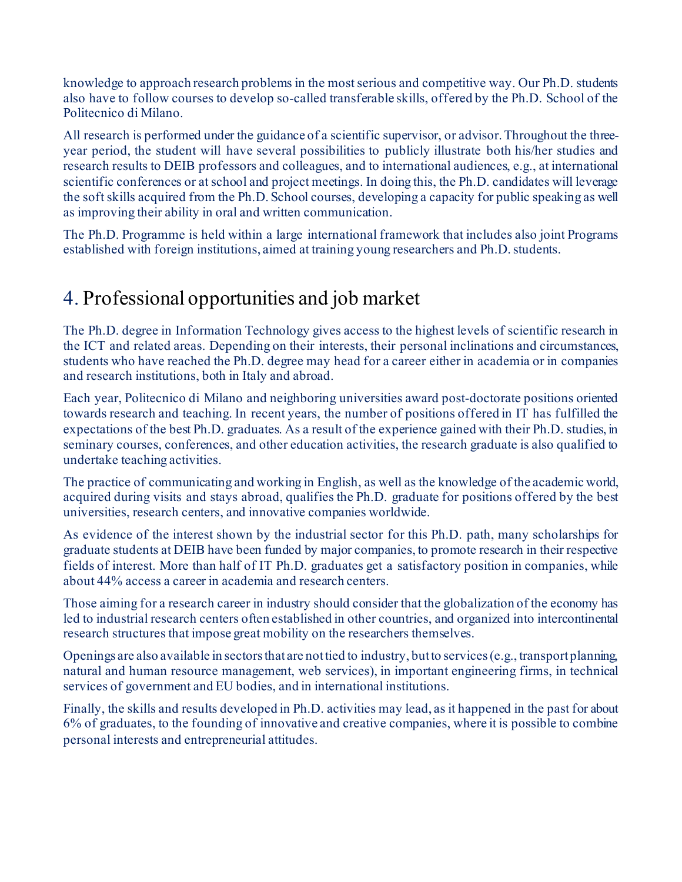knowledge to approach research problems in the most serious and competitive way. Our Ph.D. students also have to follow courses to develop so-called transferable skills, offered by the Ph.D. School of the Politecnico di Milano.

All research is performed under the guidance of a scientific supervisor, or advisor. Throughout the three-year period, the student will have several possibilities to publicly illustrate both his/her studies and research results to DEIB professors and colleagues, and to international audiences, e.g., at international scientific conferences or at school and project meetings. In doing this, the Ph.D. candidates will leverage the soft skills acquired from the Ph.D. School courses, developing a capacity for public speaking as well as improving their ability in oral and written communication.

The Ph.D. Programme is held within a large international framework that includes also joint Programs established with foreign institutions, aimed at training young researchers and Ph.D. students.

# 4. Professional opportunities and job market

The Ph.D. degree in Information Technology gives access to the highest levels of scientific research in the ICT and related areas. Depending on their interests, their personal inclinations and circumstances, students who have reached the Ph.D. degree may head for a career either in academia or in companies and research institutions, both in Italy and abroad.

Each year, Politecnico di Milano and neighboring universities award post-doctorate positions oriented towards research and teaching. In recent years, the number of positions offered in IT has fulfilled the expectations of the best Ph.D. graduates. As a result of the experience gained with their Ph.D. studies, in seminary courses, conferences, and other education activities, the research graduate is also qualified to undertake teaching activities.

The practice of communicating and working in English, as well as the knowledge of the academic world, acquired during visits and stays abroad, qualifies the Ph.D. graduate for positions offered by the best universities, research centers, and innovative companies worldwide.

As evidence of the interest shown by the industrial sector for this Ph.D. path, many scholarships for graduate students at DEIB have been funded by major companies, to promote research in their respective fields of interest. More than half of IT Ph.D. graduates get a satisfactory position in companies, while about 44% access a career in academia and research centers.

Those aiming for a research career in industry should consider that the globalization of the economy has led to industrial research centers often established in other countries, and organized into intercontinental research structures that impose great mobility on the researchers themselves.

Openings are also available in sectors that are not tied to industry, but to services (e.g., transport planning, natural and human resource management, web services), in important engineering firms, in technical services of government and EU bodies, and in international institutions.

Finally, the skills and results developed in Ph.D. activities may lead, as it happened in the past for about 6% of graduates, to the founding of innovative and creative companies, where it is possible to combine personal interests and entrepreneurial attitudes.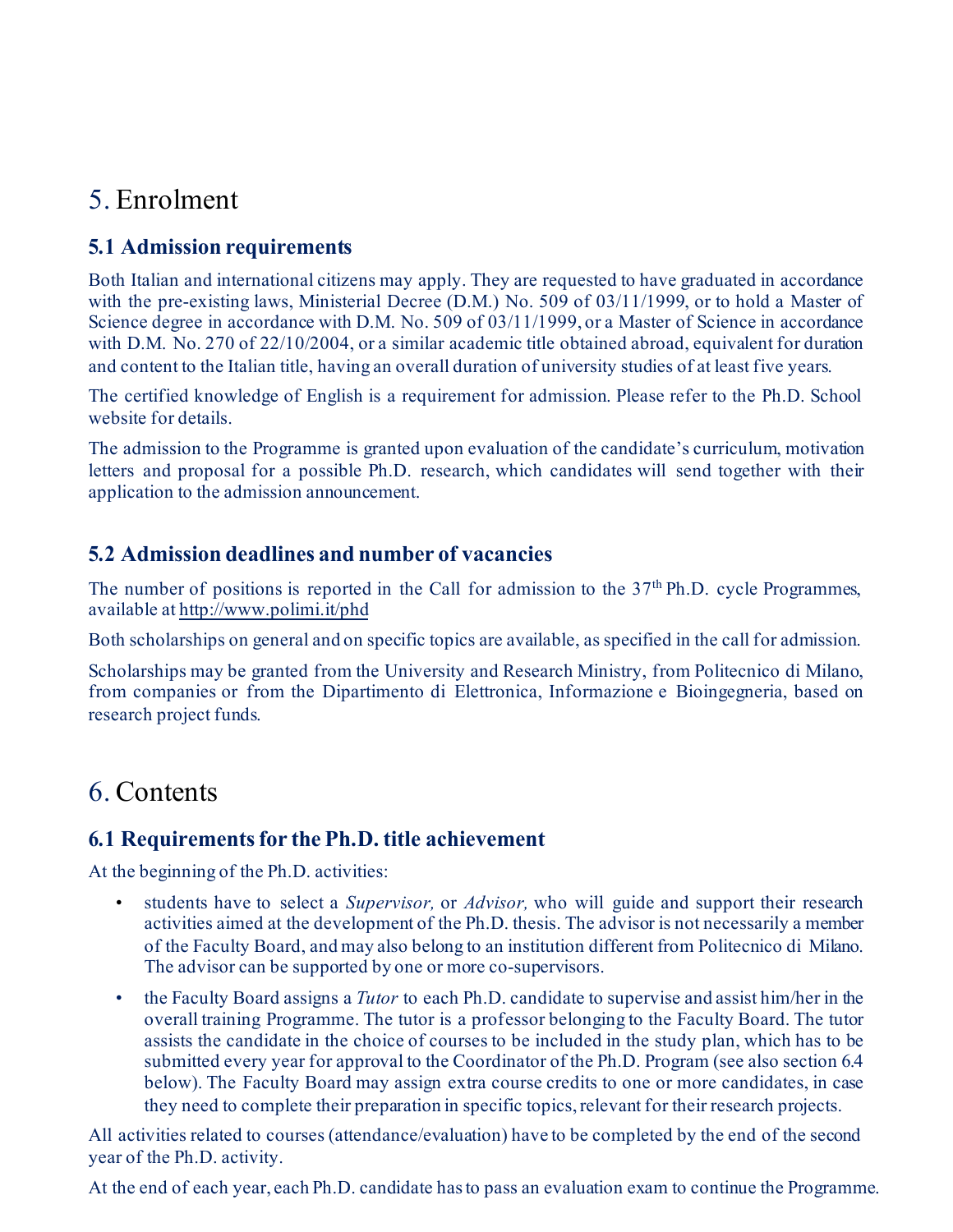# 5. Enrolment

## 5.1 Admission requirements

Both Italian and international citizens may apply. They are requested to have graduated in accordance with the pre-existing laws, Ministerial Decree (D.M.) No. 509 of 03/11/1999, or to hold a Master of Science degree in accordance with D.M. No. 509 of 03/11/1999, or a Master of Science in accordance with D.M. No. 270 of 22/10/2004, or a similar academic title obtained abroad, equivalent for duration and content to the Italian title, having an overall duration of university studies of at least five years.

The certified knowledge of English is a requirement for admission. Please refer to the Ph.D. School website for details.

The admission to the Programme is granted upon evaluation of the candidate's curriculum, motivation letters and proposal for a possible Ph.D. research, which candidates will send together with their application to the admission announcement.

## 5.2 Admission deadlines and number of vacancies

The number of positions is reported in the Call for admission to the 37th Ph.D. cycle Programmes, available at http://www.polimi.it/phd

Both scholarships on general and on specific topics are available, as specified in the call for admission.

Scholarships may be granted from the University and Research Ministry, from Politecnico di Milano, from companies or from the Dipartimento di Elettronica, Informazione e Bioingegneria, based on research project funds.

# 6. Contents

## 6.1 Requirements for the Ph.D. title achievement

At the beginning of the Ph.D. activities:

- students have to select a *Supervisor,* or *Advisor,* who will guide and support their research activities aimed at the development of the Ph.D. thesis. The advisor is not necessarily a member of the Faculty Board, and may also belong to an institution different from Politecnico di Milano. The advisor can be supported by one or more co-supervisors.
- the Faculty Board assigns a *Tutor* to each Ph.D. candidate to supervise and assist him/her in the overall training Programme. The tutor is a professor belonging to the Faculty Board. The tutor assists the candidate in the choice of courses to be included in the study plan, which has to be submitted every year for approval to the Coordinator of the Ph.D. Program (see also section 6.4 below). The Faculty Board may assign extra course credits to one or more candidates, in case they need to complete their preparation in specific topics, relevant for their research projects.

All activities related to courses (attendance/evaluation) have to be completed by the end of the second year of the Ph.D. activity.

At the end of each year, each Ph.D. candidate has to pass an evaluation exam to continue the Programme.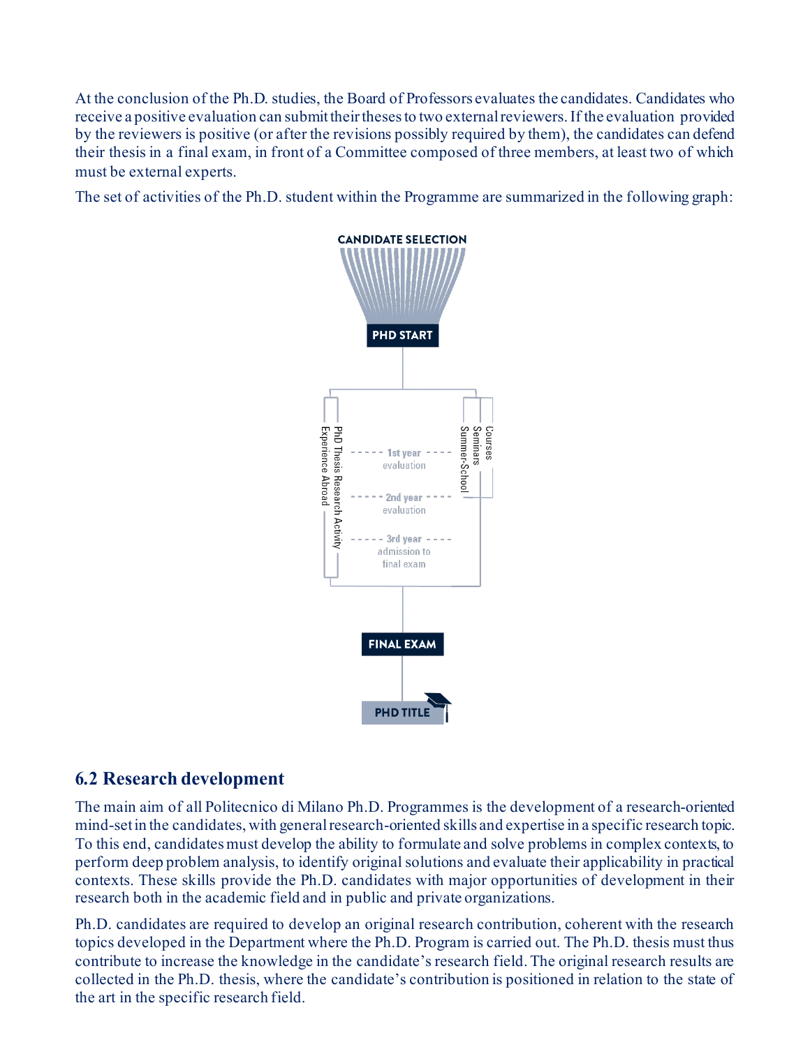At the conclusion of the Ph.D. studies, the Board of Professors evaluates the candidates. Candidates who receive a positive evaluation can submit their theses to two external reviewers. If the evaluation provided by the reviewers is positive (or after the revisions possibly required by them), the candidates can defend their thesis in a final exam, in front of a Committee composed of three members, at least two of which must be external experts.

The set of activities of the Ph.D. student within the Programme are summarized in the following graph:

CANDIDATE SELECTION

PHD START

PhD Thesis Research Activity
Experience Abroad

1st year evaluation

2nd year evaluation

3rd year admission to final exam

Courses
Seminars
Summer-School

FINAL EXAM

PHD TITLE

## 6.2 Research development

The main aim of all Politecnico di Milano Ph.D. Programmes is the development of a research-oriented mind-set in the candidates, with general research-oriented skills and expertise in a specific research topic. To this end, candidates must develop the ability to formulate and solve problems in complex contexts, to perform deep problem analysis, to identify original solutions and evaluate their applicability in practical contexts. These skills provide the Ph.D. candidates with major opportunities of development in their research both in the academic field and in public and private organizations.

Ph.D. candidates are required to develop an original research contribution, coherent with the research topics developed in the Department where the Ph.D. Program is carried out. The Ph.D. thesis must thus contribute to increase the knowledge in the candidate's research field. The original research results are collected in the Ph.D. thesis, where the candidate's contribution is positioned in relation to the state of the art in the specific research field.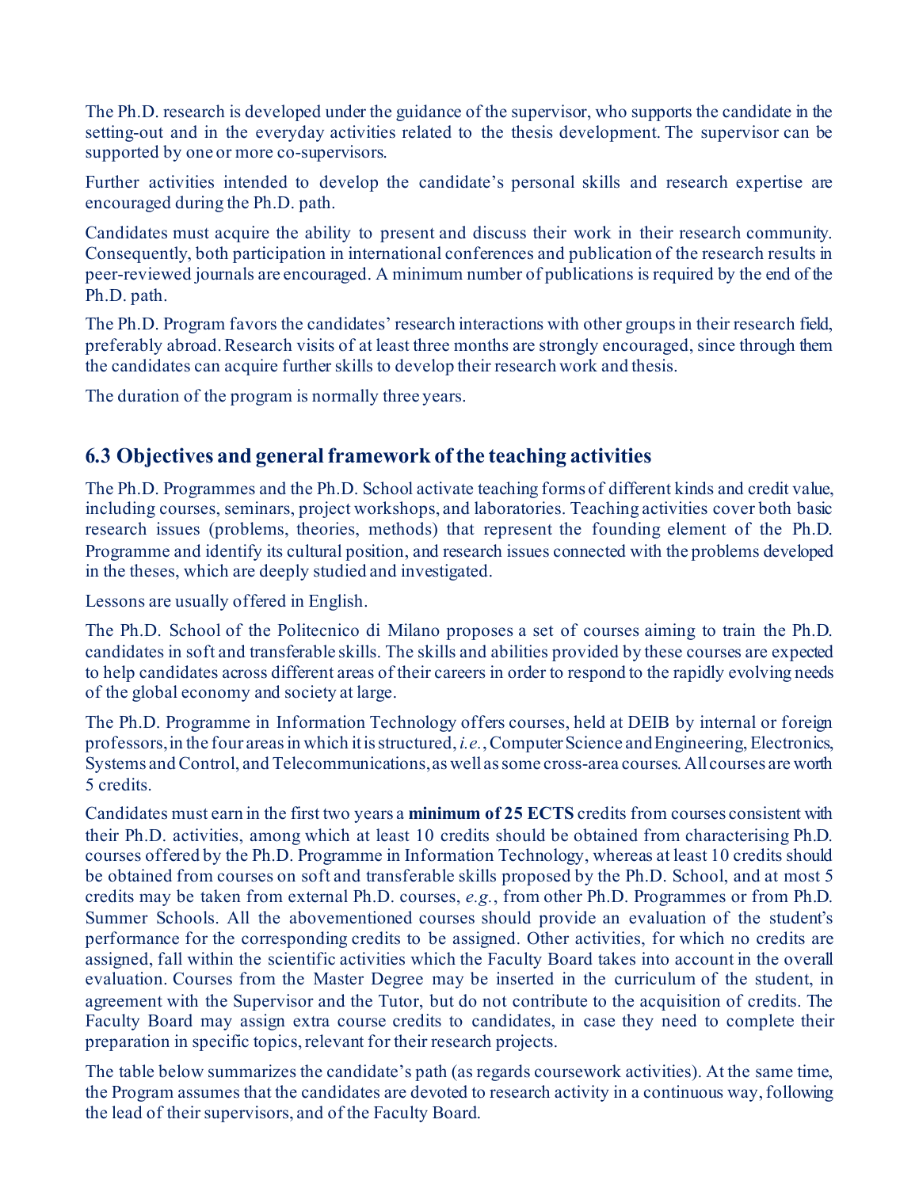The Ph.D. research is developed under the guidance of the supervisor, who supports the candidate in the setting-out and in the everyday activities related to the thesis development. The supervisor can be supported by one or more co-supervisors.

Further activities intended to develop the candidate's personal skills and research expertise are encouraged during the Ph.D. path.

Candidates must acquire the ability to present and discuss their work in their research community. Consequently, both participation in international conferences and publication of the research results in peer-reviewed journals are encouraged. A minimum number of publications is required by the end of the Ph.D. path.

The Ph.D. Program favors the candidates' research interactions with other groups in their research field, preferably abroad. Research visits of at least three months are strongly encouraged, since through them the candidates can acquire further skills to develop their research work and thesis.

The duration of the program is normally three years.

## 6.3 Objectives and general framework of the teaching activities

The Ph.D. Programmes and the Ph.D. School activate teaching forms of different kinds and credit value, including courses, seminars, project workshops, and laboratories. Teaching activities cover both basic research issues (problems, theories, methods) that represent the founding element of the Ph.D. Programme and identify its cultural position, and research issues connected with the problems developed in the theses, which are deeply studied and investigated.

Lessons are usually offered in English.

The Ph.D. School of the Politecnico di Milano proposes a set of courses aiming to train the Ph.D. candidates in soft and transferable skills. The skills and abilities provided by these courses are expected to help candidates across different areas of their careers in order to respond to the rapidly evolving needs of the global economy and society at large.

The Ph.D. Programme in Information Technology offers courses, held at DEIB by internal or foreign professors, in the four areas in which it is structured, *i.e.*, Computer Science and Engineering, Electronics, Systems and Control, and Telecommunications, as well as some cross-area courses. All courses are worth 5 credits.

Candidates must earn in the first two years a **minimum of 25 ECTS** credits from courses consistent with their Ph.D. activities, among which at least 10 credits should be obtained from characterising Ph.D. courses offered by the Ph.D. Programme in Information Technology, whereas at least 10 credits should be obtained from courses on soft and transferable skills proposed by the Ph.D. School, and at most 5 credits may be taken from external Ph.D. courses, *e.g.*, from other Ph.D. Programmes or from Ph.D. Summer Schools. All the abovementioned courses should provide an evaluation of the student's performance for the corresponding credits to be assigned. Other activities, for which no credits are assigned, fall within the scientific activities which the Faculty Board takes into account in the overall evaluation. Courses from the Master Degree may be inserted in the curriculum of the student, in agreement with the Supervisor and the Tutor, but do not contribute to the acquisition of credits. The Faculty Board may assign extra course credits to candidates, in case they need to complete their preparation in specific topics, relevant for their research projects.

The table below summarizes the candidate's path (as regards coursework activities). At the same time, the Program assumes that the candidates are devoted to research activity in a continuous way, following the lead of their supervisors, and of the Faculty Board.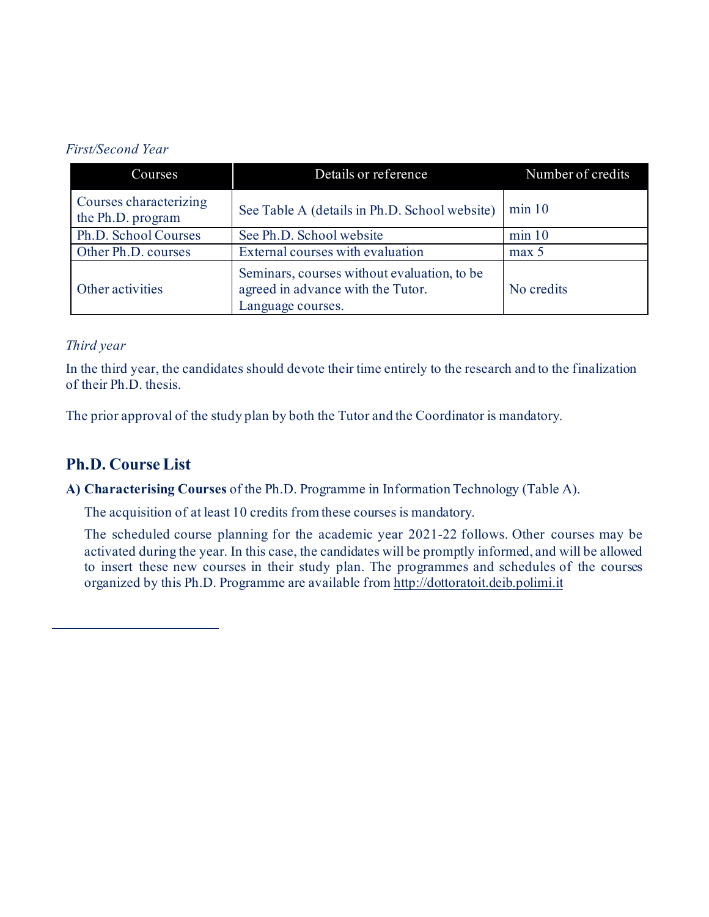*First/Second Year*

| Courses | Details or reference | Number of credits |
|---|---|---|
| Courses characterizing the Ph.D. program | See Table A (details in Ph.D. School website) | min 10 |
| Ph.D. School Courses | See Ph.D. School website | min 10 |
| Other Ph.D. courses | External courses with evaluation | max 5 |
| Other activities | Seminars, courses without evaluation, to be agreed in advance with the Tutor. Language courses. | No credits |

*Third year*

In the third year, the candidates should devote their time entirely to the research and to the finalization of their Ph.D. thesis.

The prior approval of the study plan by both the Tutor and the Coordinator is mandatory.

## Ph.D. Course List

**A) Characterising Courses** of the Ph.D. Programme in Information Technology (Table A).

The acquisition of at least 10 credits from these courses is mandatory.

The scheduled course planning for the academic year 2021-22 follows. Other courses may be activated during the year. In this case, the candidates will be promptly informed, and will be allowed to insert these new courses in their study plan. The programmes and schedules of the courses organized by this Ph.D. Programme are available from http://dottoratoit.deib.polimi.it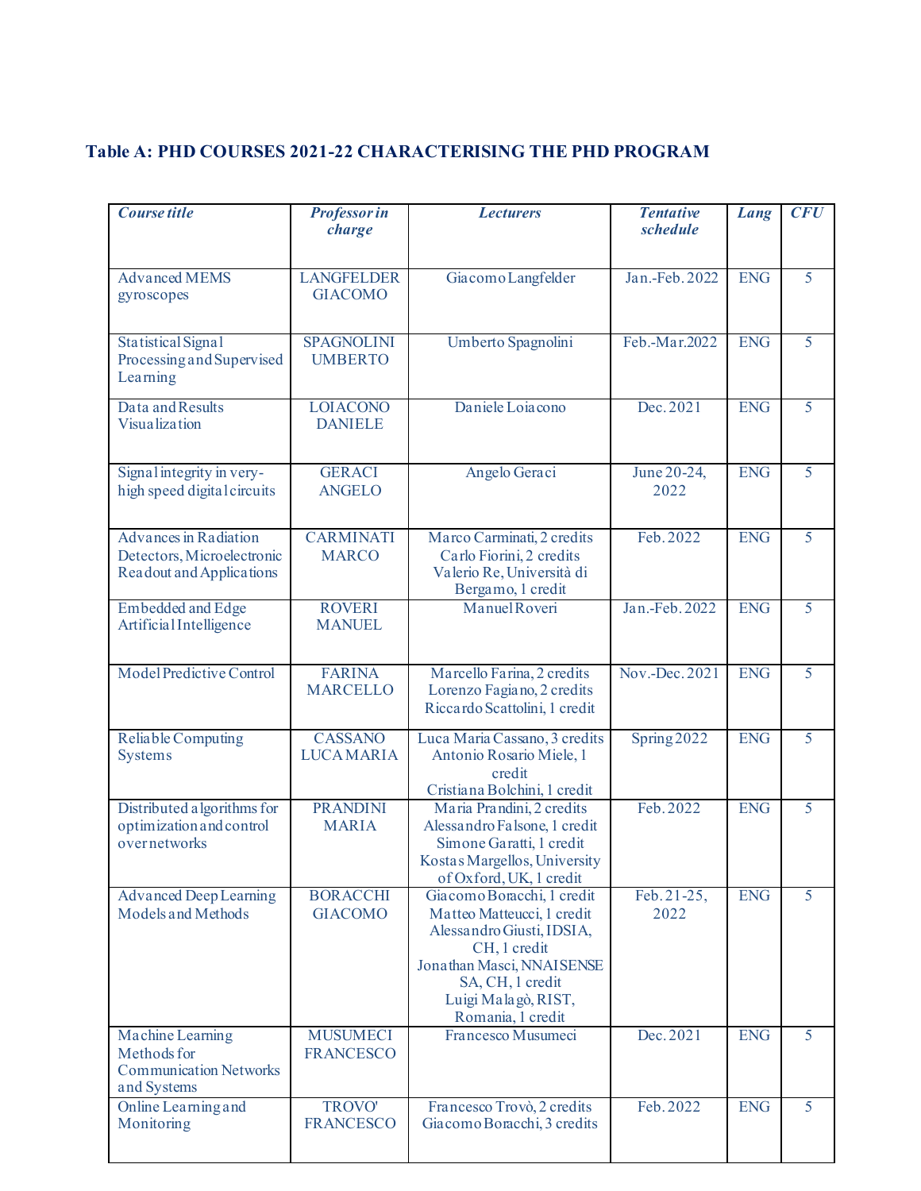### Table A: PHD COURSES 2021-22 CHARACTERISING THE PHD PROGRAM

| *Course title* | *Professor in charge* | *Lecturers* | *Tentative schedule* | *Lang* | *CFU* |
|---|---|---|---|---|---|
| Advanced MEMS gyroscopes | LANGFELDER GIACOMO | Giacomo Langfelder | Jan.-Feb. 2022 | ENG | 5 |
| Statistical Signal Processing and Supervised Learning | SPAGNOLINI UMBERTO | Umberto Spagnolini | Feb.-Mar.2022 | ENG | 5 |
| Data and Results Visualization | LOIACONO DANIELE | Daniele Loiacono | Dec. 2021 | ENG | 5 |
| Signal integrity in very-high speed digital circuits | GERACI ANGELO | Angelo Geraci | June 20-24, 2022 | ENG | 5 |
| Advances in Radiation Detectors, Microelectronic Readout and Applications | CARMINATI MARCO | Marco Carminati, 2 credits<br>Carlo Fiorini, 2 credits<br>Valerio Re, Università di Bergamo, 1 credit | Feb. 2022 | ENG | 5 |
| Embedded and Edge Artificial Intelligence | ROVERI MANUEL | Manuel Roveri | Jan.-Feb. 2022 | ENG | 5 |
| Model Predictive Control | FARINA MARCELLO | Marcello Farina, 2 credits<br>Lorenzo Fagiano, 2 credits<br>Riccardo Scattolini, 1 credit | Nov.-Dec. 2021 | ENG | 5 |
| Reliable Computing Systems | CASSANO LUCA MARIA | Luca Maria Cassano, 3 credits<br>Antonio Rosario Miele, 1 credit<br>Cristiana Bolchini, 1 credit | Spring 2022 | ENG | 5 |
| Distributed algorithms for optimization and control over networks | PRANDINI MARIA | Maria Prandini, 2 credits<br>Alessandro Falsone, 1 credit<br>Simone Garatti, 1 credit<br>Kostas Margellos, University of Oxford, UK, 1 credit | Feb. 2022 | ENG | 5 |
| Advanced Deep Learning Models and Methods | BORACCHI GIACOMO | Giacomo Boracchi, 1 credit<br>Matteo Matteucci, 1 credit<br>Alessandro Giusti, IDSIA, CH, 1 credit<br>Jonathan Masci, NNAISENSE SA, CH, 1 credit<br>Luigi Malagò, RIST, Romania, 1 credit | Feb. 21-25, 2022 | ENG | 5 |
| Machine Learning Methods for Communication Networks and Systems | MUSUMECI FRANCESCO | Francesco Musumeci | Dec. 2021 | ENG | 5 |
| Online Learning and Monitoring | TROVO' FRANCESCO | Francesco Trovò, 2 credits<br>Giacomo Boracchi, 3 credits | Feb. 2022 | ENG | 5 |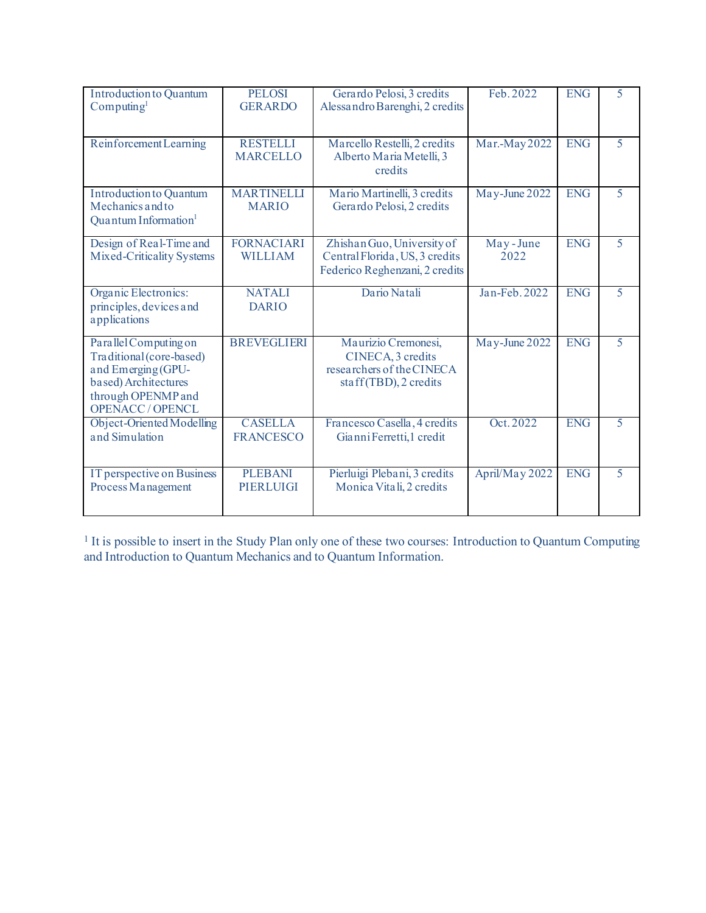| | | | | | |
|---|---|---|---|---|---|
| Introduction to Quantum Computing[1] | PELOSI GERARDO | Gerardo Pelosi, 3 credits Alessandro Barenghi, 2 credits | Feb. 2022 | ENG | 5 |
| Reinforcement Learning | RESTELLI MARCELLO | Marcello Restelli, 2 credits Alberto Maria Metelli, 3 credits | Mar.-May 2022 | ENG | 5 |
| Introduction to Quantum Mechanics and to Quantum Information[1] | MARTINELLI MARIO | Mario Martinelli, 3 credits Gerardo Pelosi, 2 credits | May-June 2022 | ENG | 5 |
| Design of Real-Time and Mixed-Criticality Systems | FORNACIARI WILLIAM | Zhishan Guo, University of Central Florida, US, 3 credits Federico Reghenzani, 2 credits | May - June 2022 | ENG | 5 |
| Organic Electronics: principles, devices and applications | NATALI DARIO | Dario Natali | Jan-Feb. 2022 | ENG | 5 |
| Parallel Computing on Traditional (core-based) and Emerging (GPU-based) Architectures through OPENMP and OPENACC / OPENCL | BREVEGLIERI | Maurizio Cremonesi, CINECA, 3 credits researchers of the CINECA staff (TBD), 2 credits | May-June 2022 | ENG | 5 |
| Object-Oriented Modelling and Simulation | CASELLA FRANCESCO | Francesco Casella, 4 credits Gianni Ferretti, 1 credit | Oct. 2022 | ENG | 5 |
| IT perspective on Business Process Management | PLEBANI PIERLUIGI | Pierluigi Plebani, 3 credits Monica Vitali, 2 credits | April/May 2022 | ENG | 5 |

[1] It is possible to insert in the Study Plan only one of these two courses: Introduction to Quantum Computing and Introduction to Quantum Mechanics and to Quantum Information.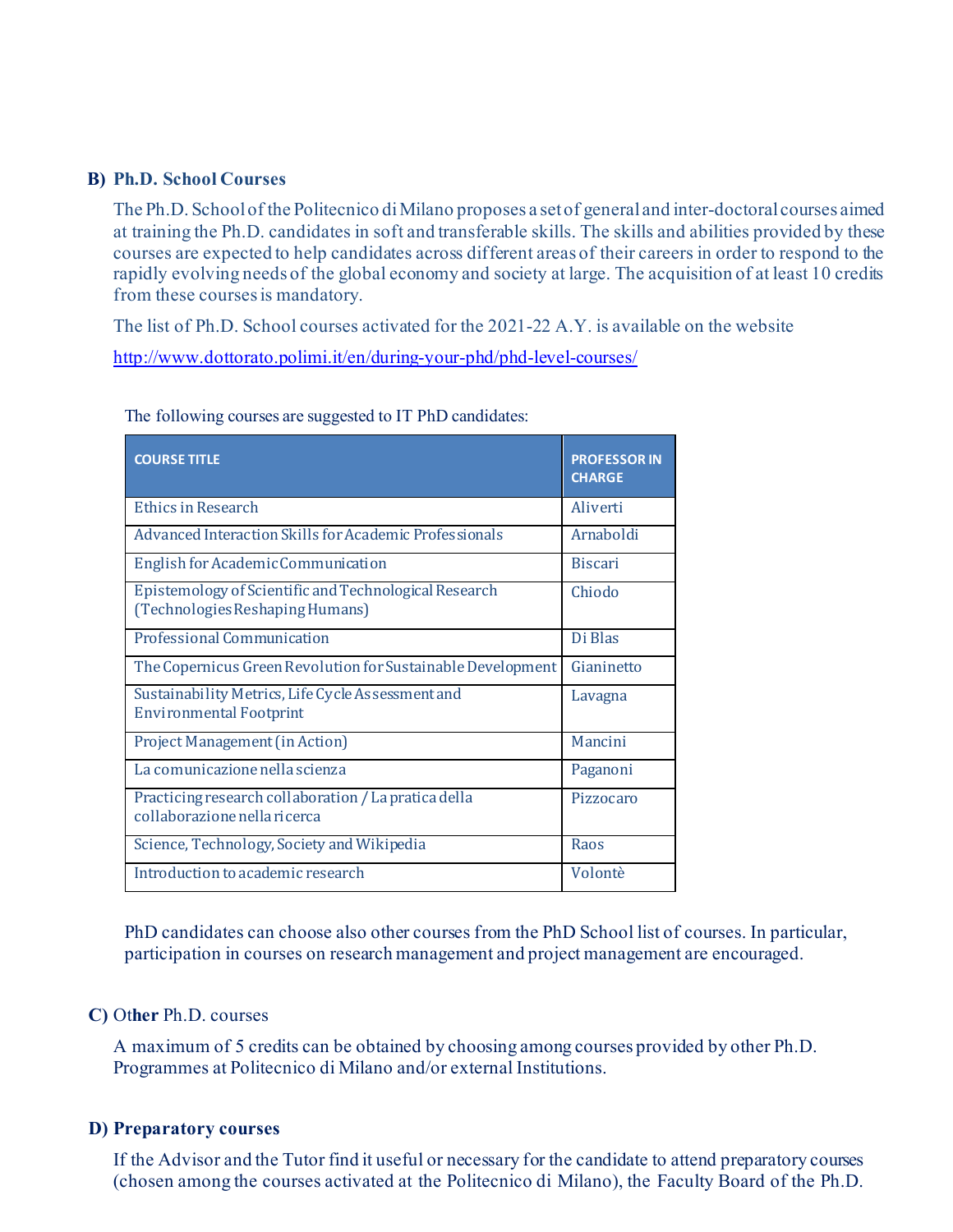## B) Ph.D. School Courses

The Ph.D. School of the Politecnico di Milano proposes a set of general and inter-doctoral courses aimed at training the Ph.D. candidates in soft and transferable skills. The skills and abilities provided by these courses are expected to help candidates across different areas of their careers in order to respond to the rapidly evolving needs of the global economy and society at large. The acquisition of at least 10 credits from these courses is mandatory.

The list of Ph.D. School courses activated for the 2021-22 A.Y. is available on the website

http://www.dottorato.polimi.it/en/during-your-phd/phd-level-courses/

The following courses are suggested to IT PhD candidates:

| COURSE TITLE | PROFESSOR IN CHARGE |
|---|---|
| Ethics in Research | Aliverti |
| Advanced Interaction Skills for Academic Professionals | Arnaboldi |
| English for Academic Communication | Biscari |
| Epistemology of Scientific and Technological Research (Technologies Reshaping Humans) | Chiodo |
| Professional Communication | Di Blas |
| The Copernicus Green Revolution for Sustainable Development | Gianinetto |
| Sustainability Metrics, Life Cycle Assessment and Environmental Footprint | Lavagna |
| Project Management (in Action) | Mancini |
| La comunicazione nella scienza | Paganoni |
| Practicing research collaboration / La pratica della collaborazione nella ricerca | Pizzocaro |
| Science, Technology, Society and Wikipedia | Raos |
| Introduction to academic research | Volontè |

PhD candidates can choose also other courses from the PhD School list of courses. In particular, participation in courses on research management and project management are encouraged.

## C) Other Ph.D. courses

A maximum of 5 credits can be obtained by choosing among courses provided by other Ph.D. Programmes at Politecnico di Milano and/or external Institutions.

## D) Preparatory courses

If the Advisor and the Tutor find it useful or necessary for the candidate to attend preparatory courses (chosen among the courses activated at the Politecnico di Milano), the Faculty Board of the Ph.D.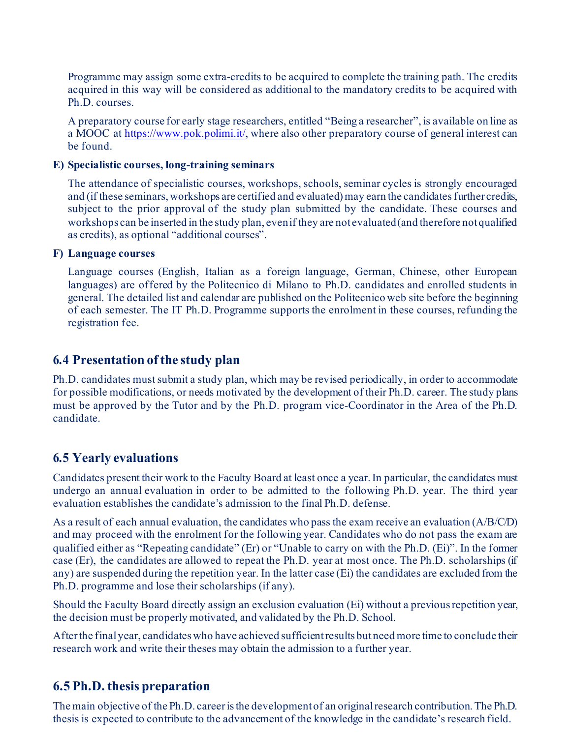Programme may assign some extra-credits to be acquired to complete the training path. The credits acquired in this way will be considered as additional to the mandatory credits to be acquired with Ph.D. courses.

A preparatory course for early stage researchers, entitled "Being a researcher", is available on line as a MOOC at https://www.pok.polimi.it/, where also other preparatory course of general interest can be found.

**E) Specialistic courses, long-training seminars**

The attendance of specialistic courses, workshops, schools, seminar cycles is strongly encouraged and (if these seminars, workshops are certified and evaluated) may earn the candidates further credits, subject to the prior approval of the study plan submitted by the candidate. These courses and workshops can be inserted in the study plan, even if they are not evaluated (and therefore not qualified as credits), as optional "additional courses".

**F) Language courses**

Language courses (English, Italian as a foreign language, German, Chinese, other European languages) are offered by the Politecnico di Milano to Ph.D. candidates and enrolled students in general. The detailed list and calendar are published on the Politecnico web site before the beginning of each semester. The IT Ph.D. Programme supports the enrolment in these courses, refunding the registration fee.

## 6.4 Presentation of the study plan

Ph.D. candidates must submit a study plan, which may be revised periodically, in order to accommodate for possible modifications, or needs motivated by the development of their Ph.D. career. The study plans must be approved by the Tutor and by the Ph.D. program vice-Coordinator in the Area of the Ph.D. candidate.

## 6.5 Yearly evaluations

Candidates present their work to the Faculty Board at least once a year. In particular, the candidates must undergo an annual evaluation in order to be admitted to the following Ph.D. year. The third year evaluation establishes the candidate's admission to the final Ph.D. defense.

As a result of each annual evaluation, the candidates who pass the exam receive an evaluation (A/B/C/D) and may proceed with the enrolment for the following year. Candidates who do not pass the exam are qualified either as "Repeating candidate" (Er) or "Unable to carry on with the Ph.D. (Ei)". In the former case (Er), the candidates are allowed to repeat the Ph.D. year at most once. The Ph.D. scholarships (if any) are suspended during the repetition year. In the latter case (Ei) the candidates are excluded from the Ph.D. programme and lose their scholarships (if any).

Should the Faculty Board directly assign an exclusion evaluation (Ei) without a previous repetition year, the decision must be properly motivated, and validated by the Ph.D. School.

After the final year, candidates who have achieved sufficient results but need more time to conclude their research work and write their theses may obtain the admission to a further year.

## 6.5 Ph.D. thesis preparation

The main objective of the Ph.D. career is the development of an original research contribution. The Ph.D. thesis is expected to contribute to the advancement of the knowledge in the candidate's research field.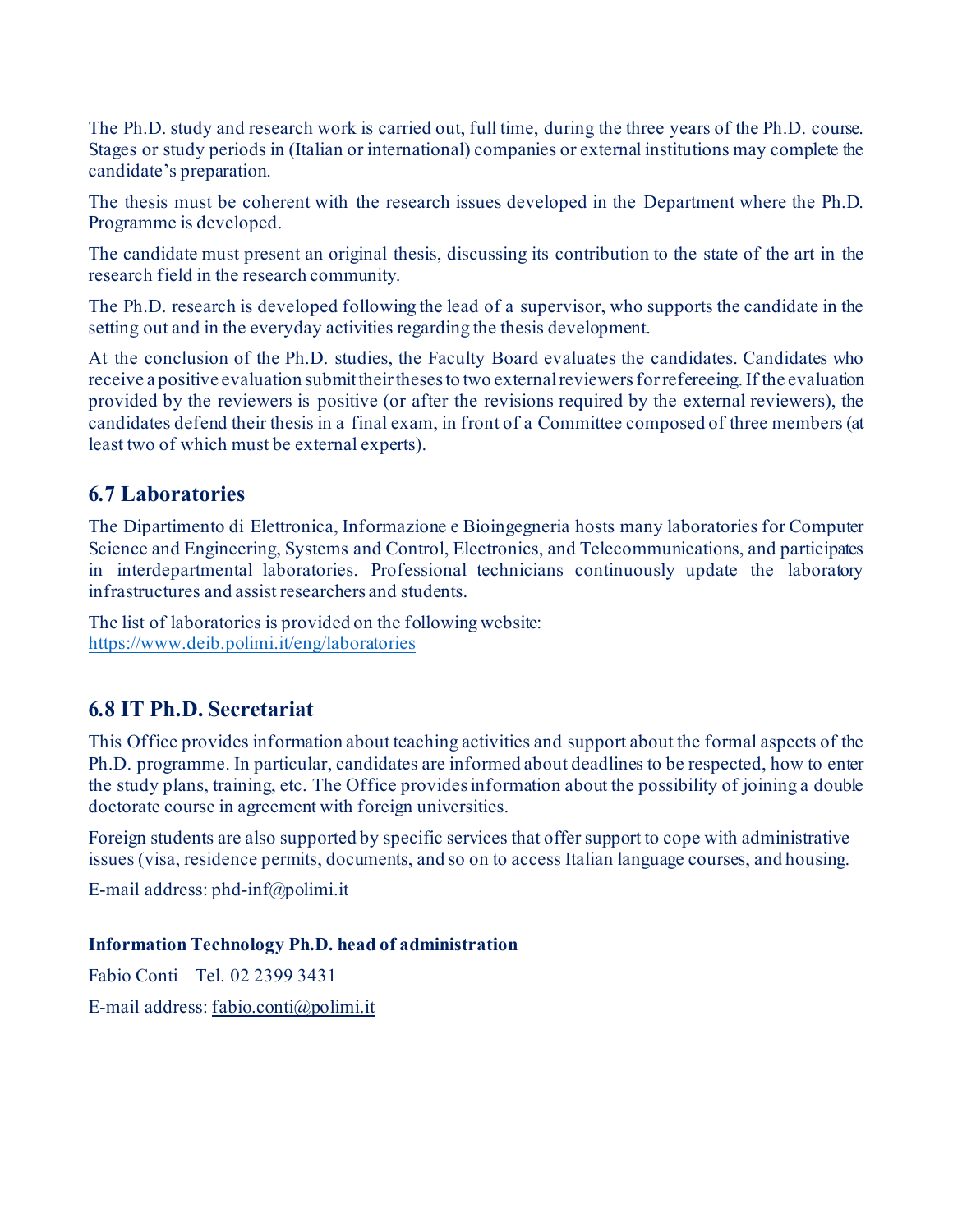The Ph.D. study and research work is carried out, full time, during the three years of the Ph.D. course. Stages or study periods in (Italian or international) companies or external institutions may complete the candidate's preparation.

The thesis must be coherent with the research issues developed in the Department where the Ph.D. Programme is developed.

The candidate must present an original thesis, discussing its contribution to the state of the art in the research field in the research community.

The Ph.D. research is developed following the lead of a supervisor, who supports the candidate in the setting out and in the everyday activities regarding the thesis development.

At the conclusion of the Ph.D. studies, the Faculty Board evaluates the candidates. Candidates who receive a positive evaluation submit their theses to two external reviewers for refereeing. If the evaluation provided by the reviewers is positive (or after the revisions required by the external reviewers), the candidates defend their thesis in a final exam, in front of a Committee composed of three members (at least two of which must be external experts).

## 6.7 Laboratories

The Dipartimento di Elettronica, Informazione e Bioingegneria hosts many laboratories for Computer Science and Engineering, Systems and Control, Electronics, and Telecommunications, and participates in interdepartmental laboratories. Professional technicians continuously update the laboratory infrastructures and assist researchers and students.

The list of laboratories is provided on the following website:
https://www.deib.polimi.it/eng/laboratories

## 6.8 IT Ph.D. Secretariat

This Office provides information about teaching activities and support about the formal aspects of the Ph.D. programme. In particular, candidates are informed about deadlines to be respected, how to enter the study plans, training, etc. The Office provides information about the possibility of joining a double doctorate course in agreement with foreign universities.

Foreign students are also supported by specific services that offer support to cope with administrative issues (visa, residence permits, documents, and so on to access Italian language courses, and housing.

E-mail address: phd-inf@polimi.it

**Information Technology Ph.D. head of administration**

Fabio Conti – Tel. 02 2399 3431

E-mail address: fabio.conti@polimi.it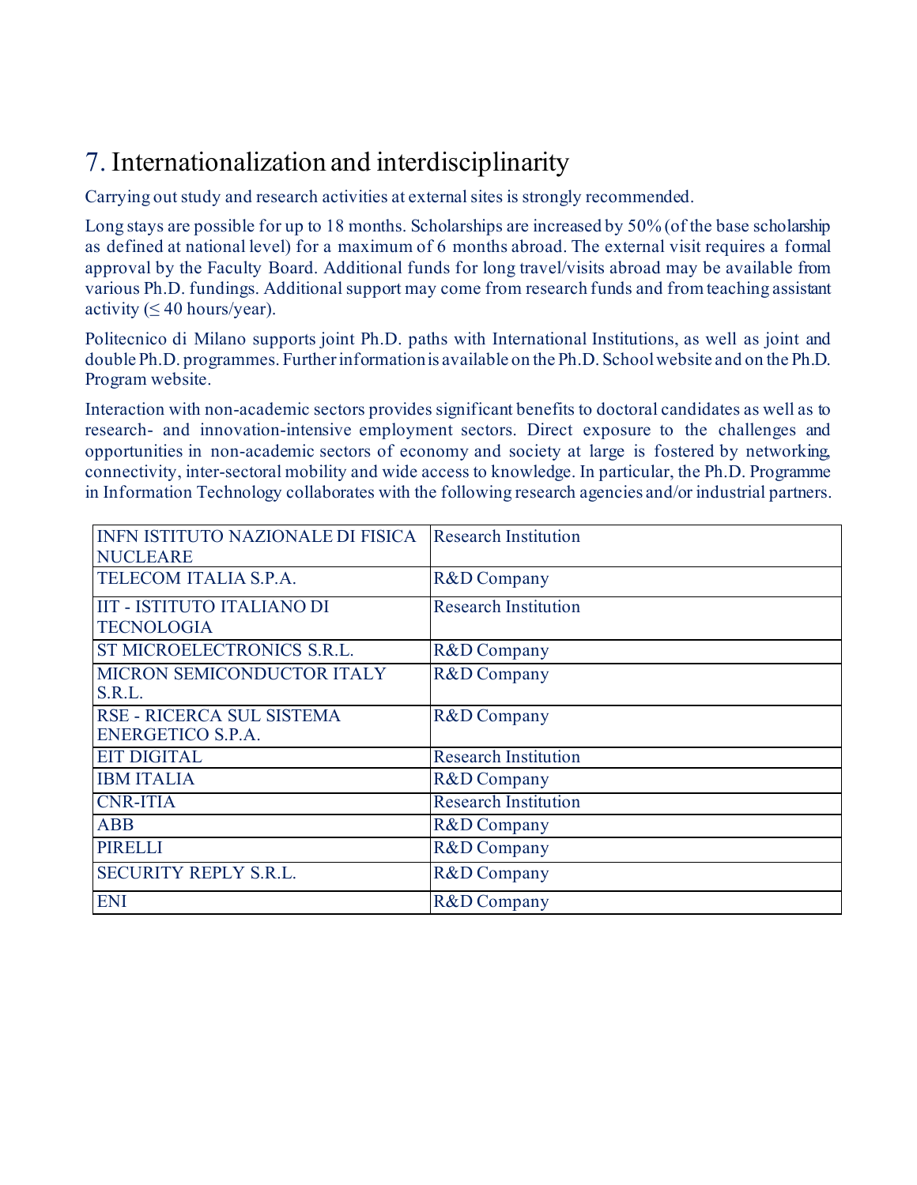# 7. Internationalization and interdisciplinarity

Carrying out study and research activities at external sites is strongly recommended.

Long stays are possible for up to 18 months. Scholarships are increased by 50% (of the base scholarship as defined at national level) for a maximum of 6 months abroad. The external visit requires a fomal approval by the Faculty Board. Additional funds for long travel/visits abroad may be available from various Ph.D. fundings. Additional support may come from research funds and from teaching assistant activity (≤ 40 hours/year).

Politecnico di Milano supports joint Ph.D. paths with International Institutions, as well as joint and double Ph.D. programmes. Further information is available on the Ph.D. School website and on the Ph.D. Program website.

Interaction with non-academic sectors provides significant benefits to doctoral candidates as well as to research- and innovation-intensive employment sectors. Direct exposure to the challenges and opportunities in non-academic sectors of economy and society at large is fostered by networking, connectivity, inter-sectoral mobility and wide access to knowledge. In particular, the Ph.D. Programme in Information Technology collaborates with the following research agencies and/or industrial partners.

| | |
|---|---|
| INFN ISTITUTO NAZIONALE DI FISICA NUCLEARE | Research Institution |
| TELECOM ITALIA S.P.A. | R&D Company |
| IIT - ISTITUTO ITALIANO DI TECNOLOGIA | Research Institution |
| ST MICROELECTRONICS S.R.L. | R&D Company |
| MICRON SEMICONDUCTOR ITALY S.R.L. | R&D Company |
| RSE - RICERCA SUL SISTEMA ENERGETICO S.P.A. | R&D Company |
| EIT DIGITAL | Research Institution |
| IBM ITALIA | R&D Company |
| CNR-ITIA | Research Institution |
| ABB | R&D Company |
| PIRELLI | R&D Company |
| SECURITY REPLY S.R.L. | R&D Company |
| ENI | R&D Company |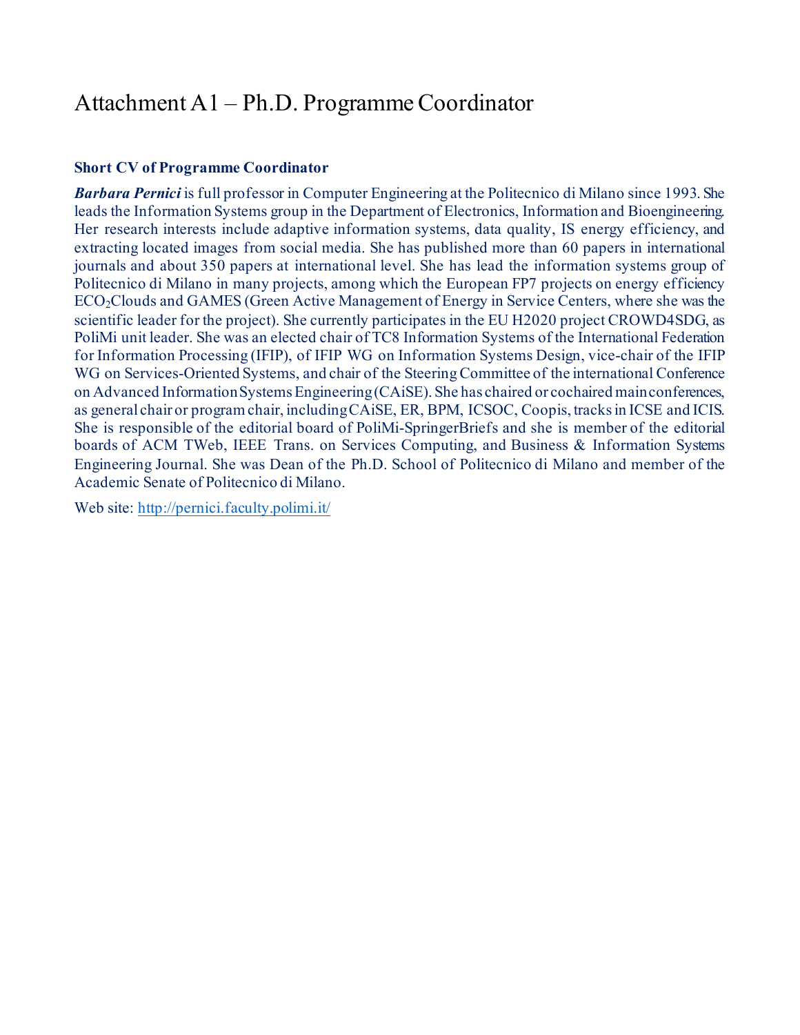# Attachment A1 – Ph.D. Programme Coordinator

**Short CV of Programme Coordinator**

***Barbara Pernici*** is full professor in Computer Engineering at the Politecnico di Milano since 1993. She leads the Information Systems group in the Department of Electronics, Information and Bioengineering. Her research interests include adaptive information systems, data quality, IS energy efficiency, and extracting located images from social media. She has published more than 60 papers in international journals and about 350 papers at international level. She has lead the information systems group of Politecnico di Milano in many projects, among which the European FP7 projects on energy efficiency $ECO_2$Clouds and GAMES (Green Active Management of Energy in Service Centers, where she was the scientific leader for the project). She currently participates in the EU H2020 project CROWD4SDG, as PoliMi unit leader. She was an elected chair of TC8 Information Systems of the International Federation for Information Processing (IFIP), of IFIP WG on Information Systems Design, vice-chair of the IFIP WG on Services-Oriented Systems, and chair of the Steering Committee of the international Conference on Advanced Information Systems Engineering (CAiSE). She has chaired or cochaired main conferences, as general chair or program chair, including CAiSE, ER, BPM, ICSOC, Coopis, tracks in ICSE and ICIS. She is responsible of the editorial board of PoliMi-SpringerBriefs and she is member of the editorial boards of ACM TWeb, IEEE Trans. on Services Computing, and Business & Information Systems Engineering Journal. She was Dean of the Ph.D. School of Politecnico di Milano and member of the Academic Senate of Politecnico di Milano.

Web site: http://pernici.faculty.polimi.it/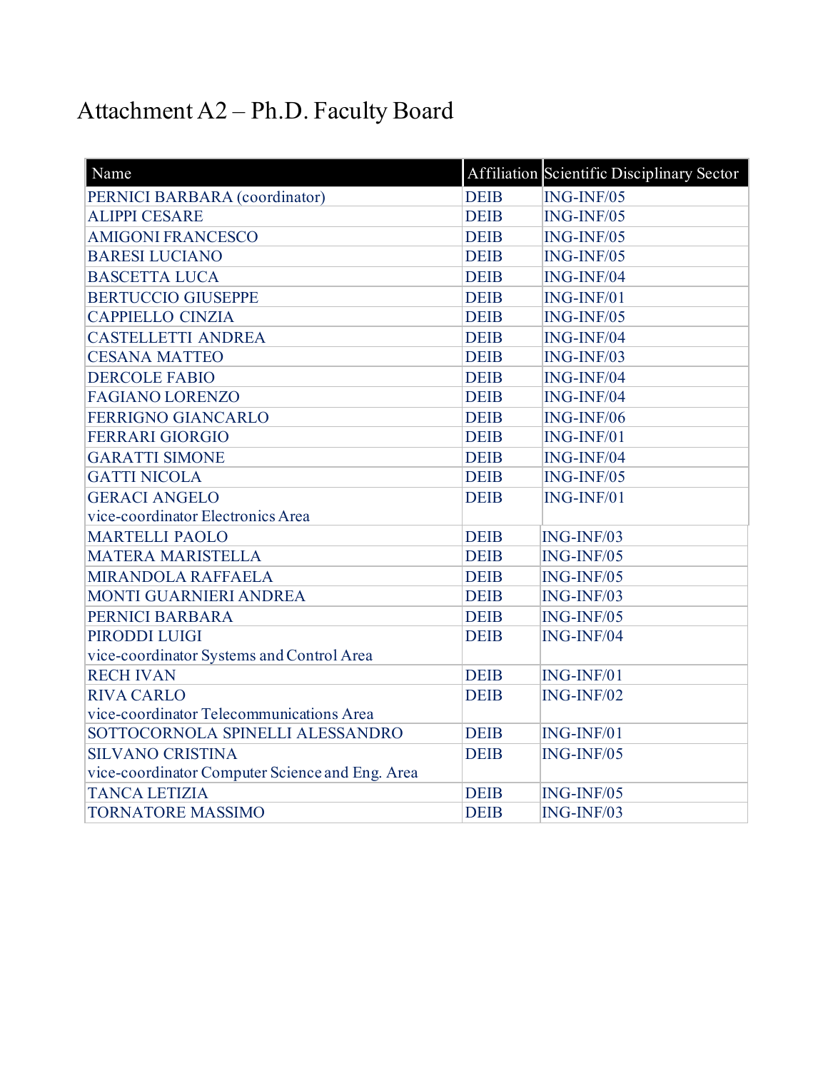# Attachment A2 – Ph.D. Faculty Board

| Name | Affiliation | Scientific Disciplinary Sector |
| --- | --- | --- |
| PERNICI BARBARA (coordinator) | DEIB | ING-INF/05 |
| ALIPPI CESARE | DEIB | ING-INF/05 |
| AMIGONI FRANCESCO | DEIB | ING-INF/05 |
| BARESI LUCIANO | DEIB | ING-INF/05 |
| BASCETTA LUCA | DEIB | ING-INF/04 |
| BERTUCCIO GIUSEPPE | DEIB | ING-INF/01 |
| CAPPIELLO CINZIA | DEIB | ING-INF/05 |
| CASTELLETTI ANDREA | DEIB | ING-INF/04 |
| CESANA MATTEO | DEIB | ING-INF/03 |
| DERCOLE FABIO | DEIB | ING-INF/04 |
| FAGIANO LORENZO | DEIB | ING-INF/04 |
| FERRIGNO GIANCARLO | DEIB | ING-INF/06 |
| FERRARI GIORGIO | DEIB | ING-INF/01 |
| GARATTI SIMONE | DEIB | ING-INF/04 |
| GATTI NICOLA | DEIB | ING-INF/05 |
| GERACI ANGELO vice-coordinator Electronics Area | DEIB | ING-INF/01 |
| MARTELLI PAOLO | DEIB | ING-INF/03 |
| MATERA MARISTELLA | DEIB | ING-INF/05 |
| MIRANDOLA RAFFAELA | DEIB | ING-INF/05 |
| MONTI GUARNIERI ANDREA | DEIB | ING-INF/03 |
| PERNICI BARBARA | DEIB | ING-INF/05 |
| PIRODDI LUIGI vice-coordinator Systems and Control Area | DEIB | ING-INF/04 |
| RECH IVAN | DEIB | ING-INF/01 |
| RIVA CARLO vice-coordinator Telecommunications Area | DEIB | ING-INF/02 |
| SOTTOCORNOLA SPINELLI ALESSANDRO | DEIB | ING-INF/01 |
| SILVANO CRISTINA vice-coordinator Computer Science and Eng. Area | DEIB | ING-INF/05 |
| TANCA LETIZIA | DEIB | ING-INF/05 |
| TORNATORE MASSIMO | DEIB | ING-INF/03 |